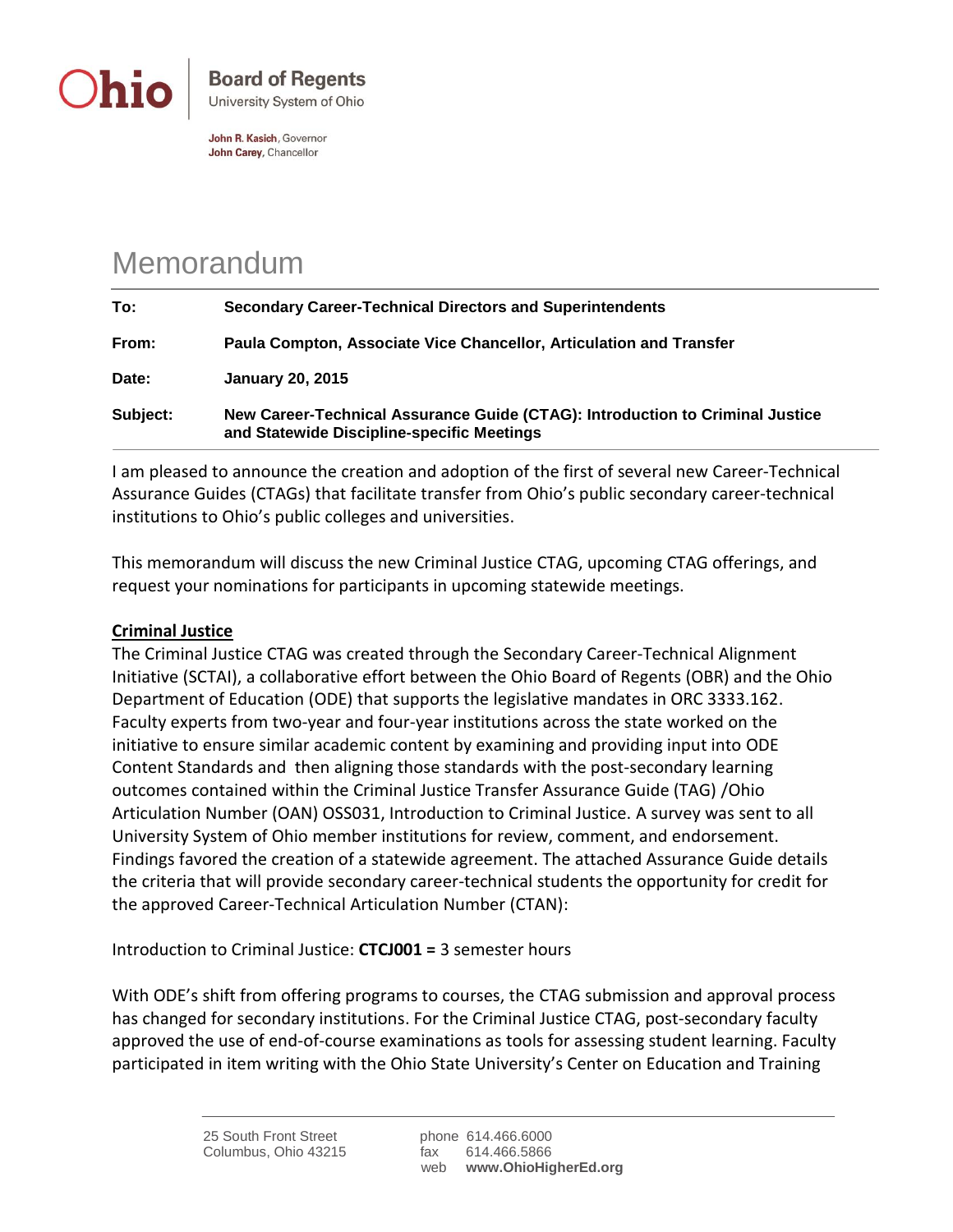**Ohio** | **Board of Regents**
University System of Ohio

**John R. Kasich**, Governor
**John Carey**, Chancellor

# Memorandum

| | |
|---|---|
| **To:** | **Secondary Career-Technical Directors and Superintendents** |
| **From:** | **Paula Compton, Associate Vice Chancellor, Articulation and Transfer** |
| **Date:** | **January 20, 2015** |
| **Subject:** | **New Career-Technical Assurance Guide (CTAG): Introduction to Criminal Justice and Statewide Discipline-specific Meetings** |

I am pleased to announce the creation and adoption of the first of several new Career-Technical Assurance Guides (CTAGs) that facilitate transfer from Ohio's public secondary career-technical institutions to Ohio's public colleges and universities.

This memorandum will discuss the new Criminal Justice CTAG, upcoming CTAG offerings, and request your nominations for participants in upcoming statewide meetings.

**Criminal Justice**

The Criminal Justice CTAG was created through the Secondary Career-Technical Alignment Initiative (SCTAI), a collaborative effort between the Ohio Board of Regents (OBR) and the Ohio Department of Education (ODE) that supports the legislative mandates in ORC 3333.162. Faculty experts from two-year and four-year institutions across the state worked on the initiative to ensure similar academic content by examining and providing input into ODE Content Standards and then aligning those standards with the post-secondary learning outcomes contained within the Criminal Justice Transfer Assurance Guide (TAG) /Ohio Articulation Number (OAN) OSS031, Introduction to Criminal Justice. A survey was sent to all University System of Ohio member institutions for review, comment, and endorsement. Findings favored the creation of a statewide agreement. The attached Assurance Guide details the criteria that will provide secondary career-technical students the opportunity for credit for the approved Career-Technical Articulation Number (CTAN):

Introduction to Criminal Justice: **CTCJ001 =** 3 semester hours

With ODE's shift from offering programs to courses, the CTAG submission and approval process has changed for secondary institutions. For the Criminal Justice CTAG, post-secondary faculty approved the use of end-of-course examinations as tools for assessing student learning. Faculty participated in item writing with the Ohio State University's Center on Education and Training

25 South Front Street
Columbus, Ohio 43215

phone 614.466.6000
fax 614.466.5866
web **www.OhioHigherEd.org**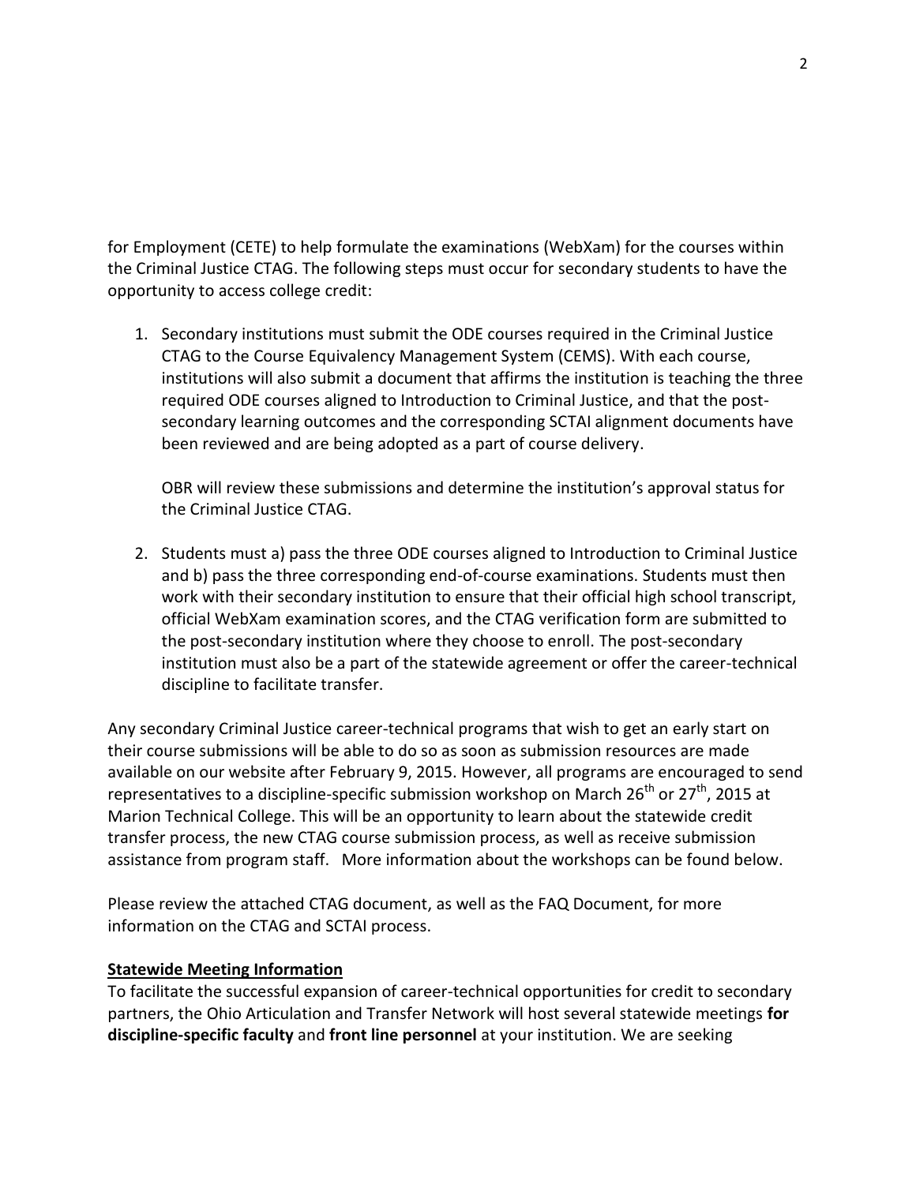for Employment (CETE) to help formulate the examinations (WebXam) for the courses within the Criminal Justice CTAG. The following steps must occur for secondary students to have the opportunity to access college credit:

1. Secondary institutions must submit the ODE courses required in the Criminal Justice CTAG to the Course Equivalency Management System (CEMS). With each course, institutions will also submit a document that affirms the institution is teaching the three required ODE courses aligned to Introduction to Criminal Justice, and that the post-secondary learning outcomes and the corresponding SCTAI alignment documents have been reviewed and are being adopted as a part of course delivery.

   OBR will review these submissions and determine the institution's approval status for the Criminal Justice CTAG.

2. Students must a) pass the three ODE courses aligned to Introduction to Criminal Justice and b) pass the three corresponding end-of-course examinations. Students must then work with their secondary institution to ensure that their official high school transcript, official WebXam examination scores, and the CTAG verification form are submitted to the post-secondary institution where they choose to enroll. The post-secondary institution must also be a part of the statewide agreement or offer the career-technical discipline to facilitate transfer.

Any secondary Criminal Justice career-technical programs that wish to get an early start on their course submissions will be able to do so as soon as submission resources are made available on our website after February 9, 2015. However, all programs are encouraged to send representatives to a discipline-specific submission workshop on March 26th or 27th, 2015 at Marion Technical College. This will be an opportunity to learn about the statewide credit transfer process, the new CTAG course submission process, as well as receive submission assistance from program staff. More information about the workshops can be found below.

Please review the attached CTAG document, as well as the FAQ Document, for more information on the CTAG and SCTAI process.

**Statewide Meeting Information**

To facilitate the successful expansion of career-technical opportunities for credit to secondary partners, the Ohio Articulation and Transfer Network will host several statewide meetings **for discipline-specific faculty** and **front line personnel** at your institution. We are seeking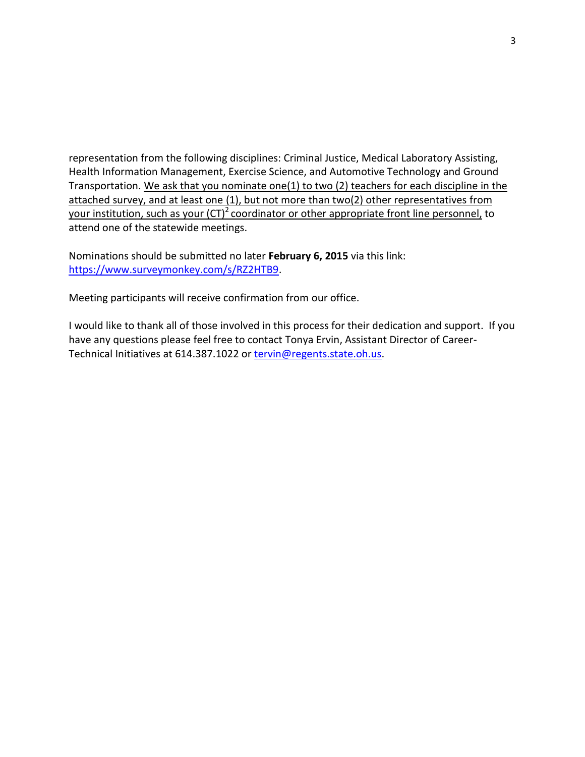representation from the following disciplines: Criminal Justice, Medical Laboratory Assisting, Health Information Management, Exercise Science, and Automotive Technology and Ground Transportation. We ask that you nominate one(1) to two (2) teachers for each discipline in the attached survey, and at least one (1), but not more than two(2) other representatives from your institution, such as your $(CT)^2$ coordinator or other appropriate front line personnel, to attend one of the statewide meetings.

Nominations should be submitted no later **February 6, 2015** via this link: https://www.surveymonkey.com/s/RZ2HTB9.

Meeting participants will receive confirmation from our office.

I would like to thank all of those involved in this process for their dedication and support. If you have any questions please feel free to contact Tonya Ervin, Assistant Director of Career-Technical Initiatives at 614.387.1022 or tervin@regents.state.oh.us.